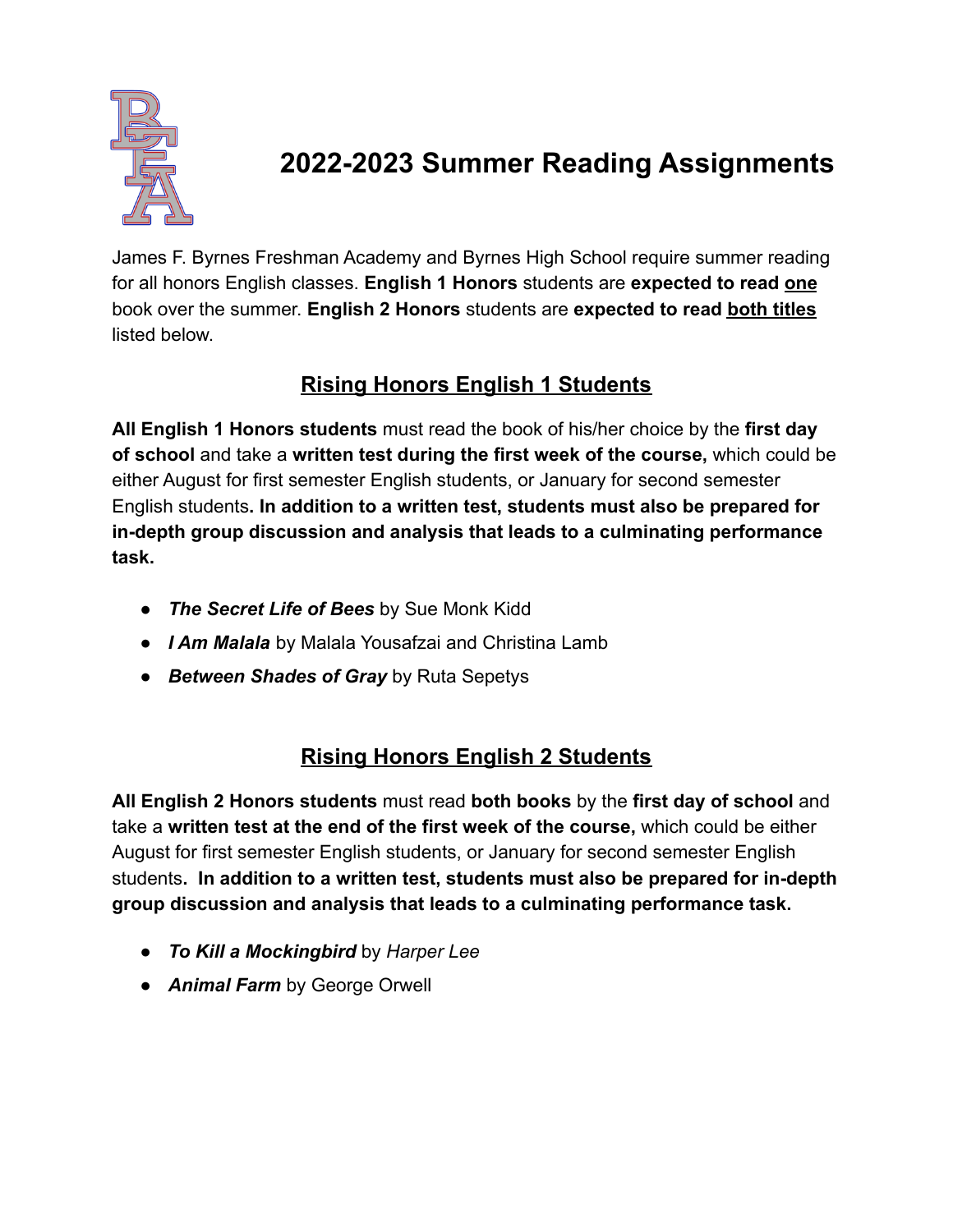# 2022-2023 Summer Reading Assignments

James F. Byrnes Freshman Academy and Byrnes High School require summer reading for all honors English classes. **English 1 Honors** students are **expected to read <u>one</u>** book over the summer. **English 2 Honors** students are **expected to read <u>both titles</u>** listed below.

## <u>Rising Honors English 1 Students</u>

**All English 1 Honors students** must read the book of his/her choice by the **first day of school** and take a **written test during the first week of the course,** which could be either August for first semester English students, or January for second semester English students**. In addition to a written test, students must also be prepared for in-depth group discussion and analysis that leads to a culminating performance task.**

- ***The Secret Life of Bees*** by Sue Monk Kidd
- ***I Am Malala*** by Malala Yousafzai and Christina Lamb
- ***Between Shades of Gray*** by Ruta Sepetys

## <u>Rising Honors English 2 Students</u>

**All English 2 Honors students** must read **both books** by the **first day of school** and take a **written test at the end of the first week of the course,** which could be either August for first semester English students, or January for second semester English students**. In addition to a written test, students must also be prepared for in-depth group discussion and analysis that leads to a culminating performance task.**

- ***To Kill a Mockingbird*** by *Harper Lee*
- ***Animal Farm*** by George Orwell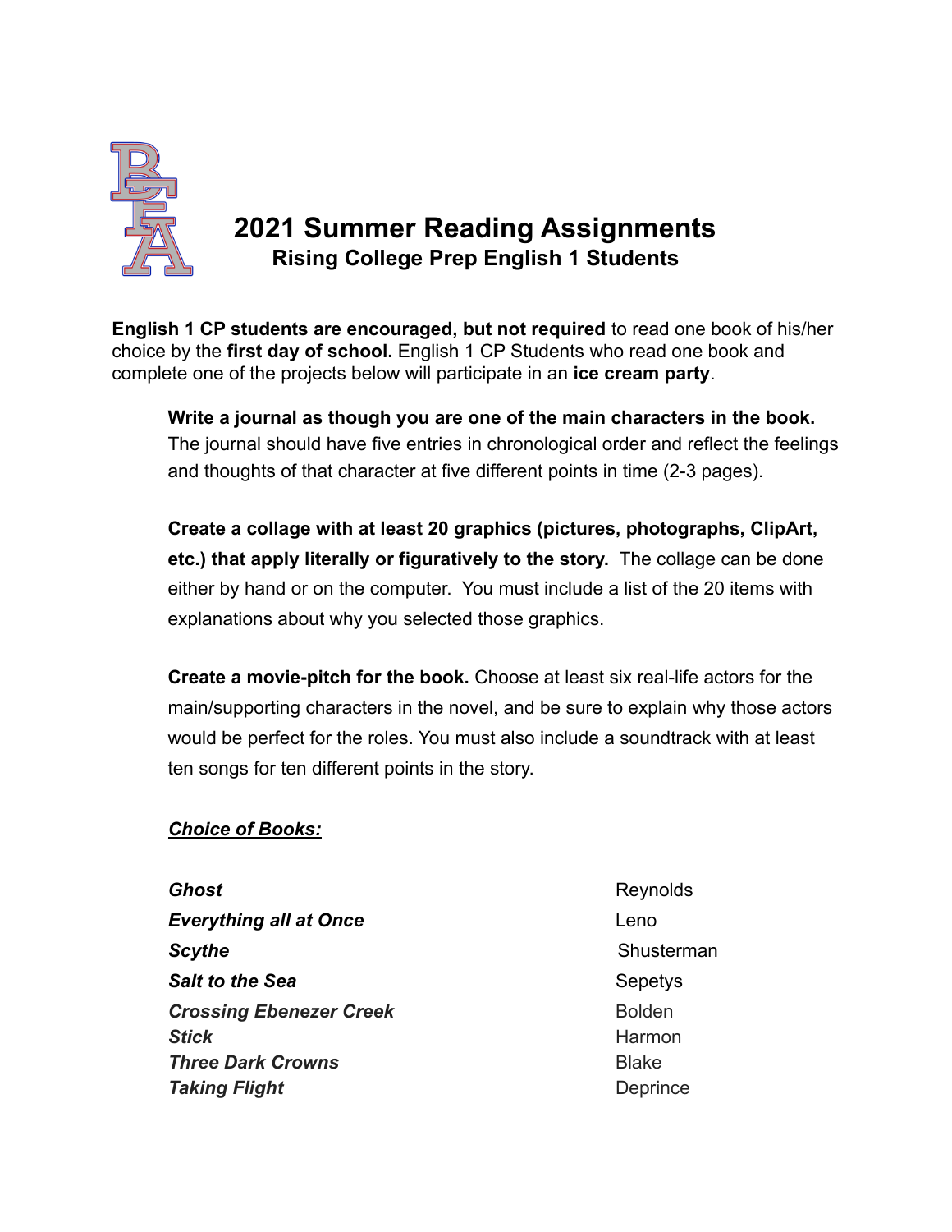# 2021 Summer Reading Assignments

## Rising College Prep English 1 Students

**English 1 CP students are encouraged, but not required** to read one book of his/her choice by the **first day of school.** English 1 CP Students who read one book and complete one of the projects below will participate in an **ice cream party**.

**Write a journal as though you are one of the main characters in the book.** The journal should have five entries in chronological order and reflect the feelings and thoughts of that character at five different points in time (2-3 pages).

**Create a collage with at least 20 graphics (pictures, photographs, ClipArt, etc.) that apply literally or figuratively to the story.** The collage can be done either by hand or on the computer. You must include a list of the 20 items with explanations about why you selected those graphics.

**Create a movie-pitch for the book.** Choose at least six real-life actors for the main/supporting characters in the novel, and be sure to explain why those actors would be perfect for the roles. You must also include a soundtrack with at least ten songs for ten different points in the story.

***Choice of Books:***

| | |
|---|---|
| ***Ghost*** | Reynolds |
| ***Everything all at Once*** | Leno |
| ***Scythe*** | Shusterman |
| ***Salt to the Sea*** | Sepetys |
| ***Crossing Ebenezer Creek*** | Bolden |
| ***Stick*** | Harmon |
| ***Three Dark Crowns*** | Blake |
| ***Taking Flight*** | Deprince |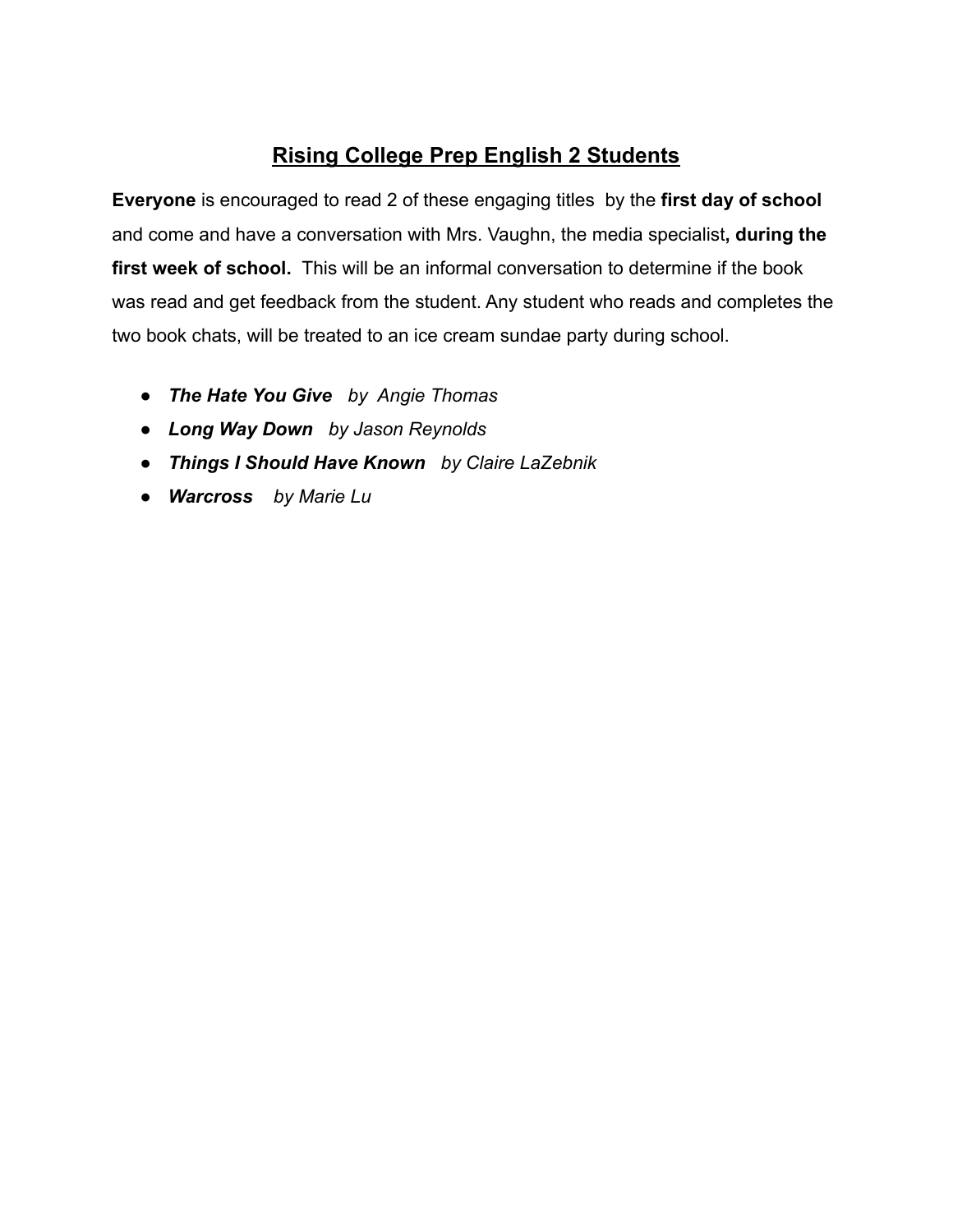## Rising College Prep English 2 Students

**Everyone** is encouraged to read 2 of these engaging titles by the **first day of school** and come and have a conversation with Mrs. Vaughn, the media specialist**, during the first week of school.** This will be an informal conversation to determine if the book was read and get feedback from the student. Any student who reads and completes the two book chats, will be treated to an ice cream sundae party during school.

- ***The Hate You Give*** *by Angie Thomas*
- ***Long Way Down*** *by Jason Reynolds*
- ***Things I Should Have Known*** *by Claire LaZebnik*
- ***Warcross*** *by Marie Lu*